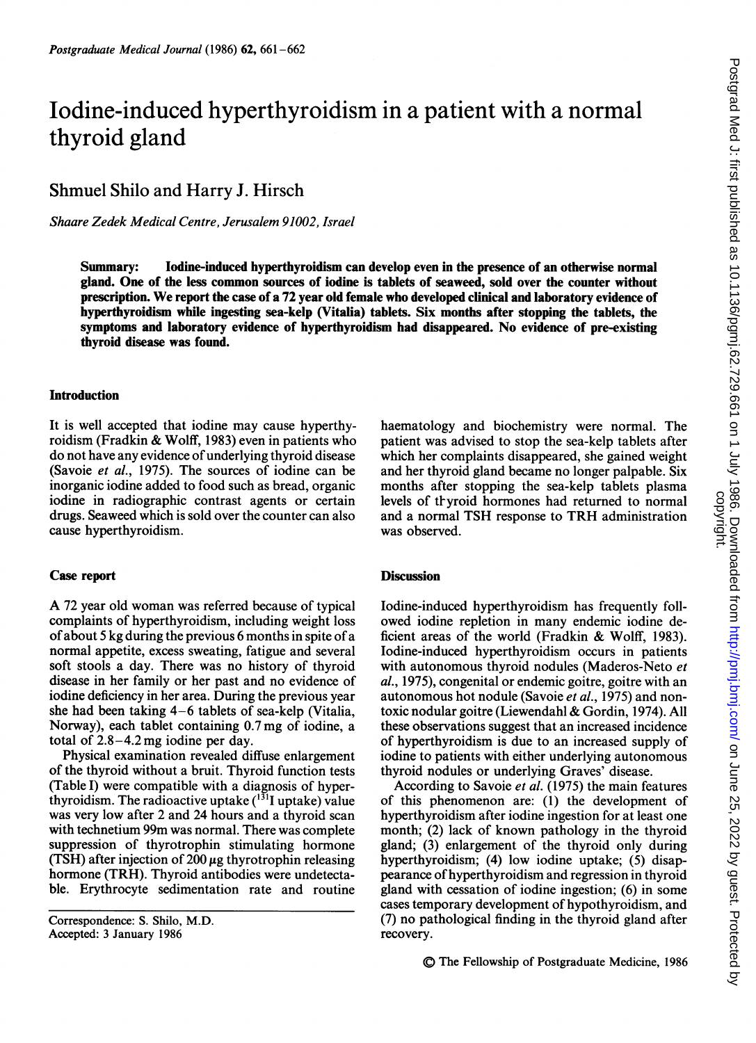# Iodine-induced hyperthyroidism in a patient with a normal thyroid gland

Shmuel Shilo and Harry J. Hirsch

*Shaare Zedek Medical Centre, Jerusalem 91002, Israel*

**Summary: Iodine-induced hyperthyroidism can develop even in the presence of an otherwise normal gland. One of the less common sources of iodine is tablets of seaweed, sold over the counter without prescription. We report the case of a 72 year old female who developed clinical and laboratory evidence of hyperthyroidism while ingesting sea-kelp (Vitalia) tablets. Six months after stopping the tablets, the symptoms and laboratory evidence of hyperthyroidism had disappeared. No evidence of pre-existing thyroid disease was found.**

## Introduction

It is well accepted that iodine may cause hyperthyroidism (Fradkin & Wolff, 1983) even in patients who do not have any evidence of underlying thyroid disease (Savoie *et al.*, 1975). The sources of iodine can be inorganic iodine added to food such as bread, organic iodine in radiographic contrast agents or certain drugs. Seaweed which is sold over the counter can also cause hyperthyroidism.

## Case report

A 72 year old woman was referred because of typical complaints of hyperthyroidism, including weight loss of about 5 kg during the previous 6 months in spite of a normal appetite, excess sweating, fatigue and several soft stools a day. There was no history of thyroid disease in her family or her past and no evidence of iodine deficiency in her area. During the previous year she had been taking 4–6 tablets of sea-kelp (Vitalia, Norway), each tablet containing 0.7 mg of iodine, a total of 2.8–4.2 mg iodine per day.

Physical examination revealed diffuse enlargement of the thyroid without a bruit. Thyroid function tests (Table I) were compatible with a diagnosis of hyperthyroidism. The radioactive uptake ($^{131}$I uptake) value was very low after 2 and 24 hours and a thyroid scan with technetium 99m was normal. There was complete suppression of thyrotrophin stimulating hormone (TSH) after injection of 200 μg thyrotrophin releasing hormone (TRH). Thyroid antibodies were undetectable. Erythrocyte sedimentation rate and routine haematology and biochemistry were normal. The patient was advised to stop the sea-kelp tablets after which her complaints disappeared, she gained weight and her thyroid gland became no longer palpable. Six months after stopping the sea-kelp tablets plasma levels of thyroid hormones had returned to normal and a normal TSH response to TRH administration was observed.

## Discussion

Iodine-induced hyperthyroidism has frequently followed iodine repletion in many endemic iodine deficient areas of the world (Fradkin & Wolff, 1983). Iodine-induced hyperthyroidism occurs in patients with autonomous thyroid nodules (Maderos-Neto *et al.*, 1975), congenital or endemic goitre, goitre with an autonomous hot nodule (Savoie *et al.*, 1975) and non-toxic nodular goitre (Liewendahl & Gordin, 1974). All these observations suggest that an increased incidence of hyperthyroidism is due to an increased supply of iodine to patients with either underlying autonomous thyroid nodules or underlying Graves' disease.

According to Savoie *et al.* (1975) the main features of this phenomenon are: (1) the development of hyperthyroidism after iodine ingestion for at least one month; (2) lack of known pathology in the thyroid gland; (3) enlargement of the thyroid only during hyperthyroidism; (4) low iodine uptake; (5) disappearance of hyperthyroidism and regression in thyroid gland with cessation of iodine ingestion; (6) in some cases temporary development of hypothyroidism, and (7) no pathological finding in the thyroid gland after recovery.

Correspondence: S. Shilo, M.D.
Accepted: 3 January 1986

© The Fellowship of Postgraduate Medicine, 1986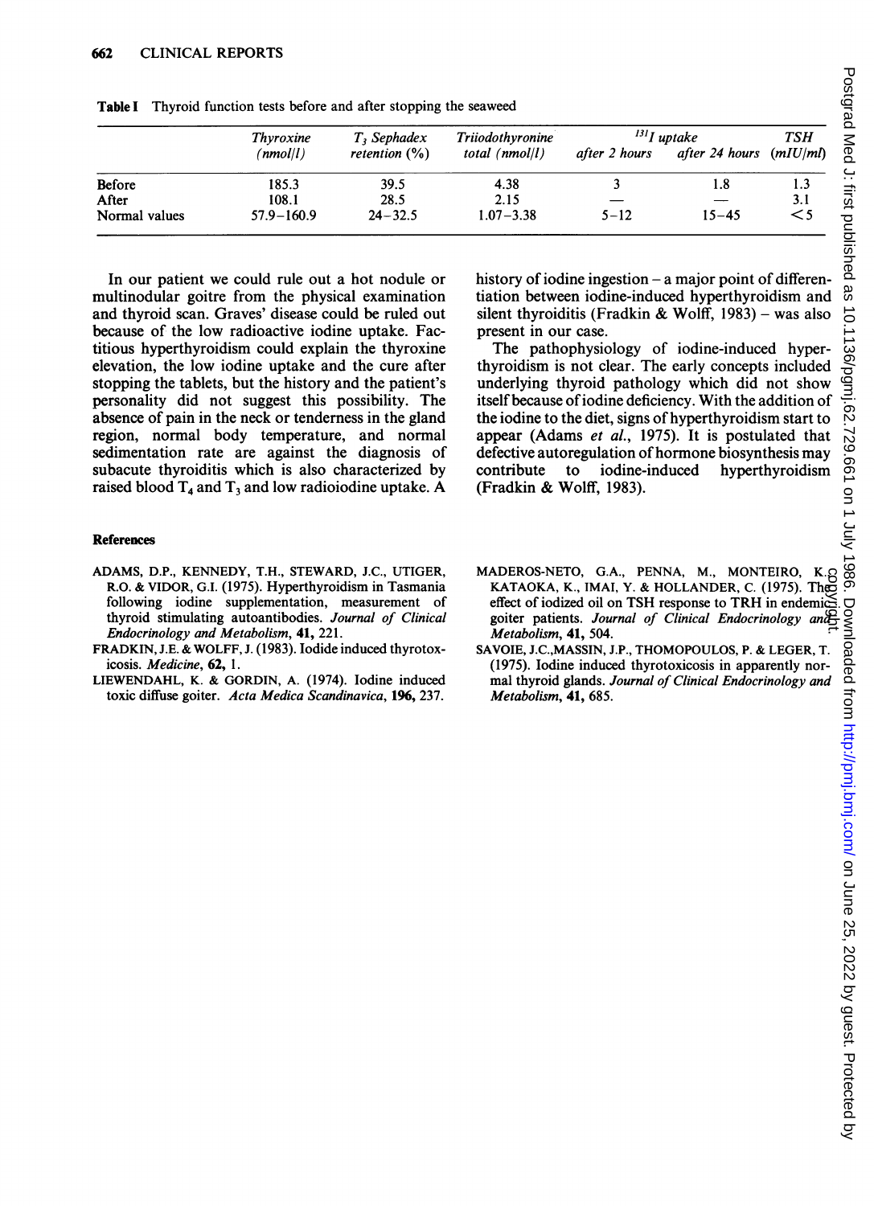**Table I** Thyroid function tests before and after stopping the seaweed

| | *Thyroxine (nmol/l)* | *$T_3$ Sephadex retention (%)* | *Triiodothyronine total (nmol/l)* | *$^{131}I$ uptake after 2 hours* | *$^{131}I$ uptake after 24 hours* | *TSH (mIU/ml)* |
|---|---|---|---|---|---|---|
| Before | 185.3 | 39.5 | 4.38 | 3 | 1.8 | 1.3 |
| After | 108.1 | 28.5 | 2.15 | — | — | 3.1 |
| Normal values | 57.9–160.9 | 24–32.5 | 1.07–3.38 | 5–12 | 15–45 | <5 |

In our patient we could rule out a hot nodule or multinodular goitre from the physical examination and thyroid scan. Graves' disease could be ruled out because of the low radioactive iodine uptake. Factitious hyperthyroidism could explain the thyroxine elevation, the low iodine uptake and the cure after stopping the tablets, but the history and the patient's personality did not suggest this possibility. The absence of pain in the neck or tenderness in the gland region, normal body temperature, and normal sedimentation rate are against the diagnosis of subacute thyroiditis which is also characterized by raised blood $T_4$ and $T_3$ and low radioiodine uptake. A history of iodine ingestion – a major point of differentiation between iodine-induced hyperthyroidism and silent thyroiditis (Fradkin & Wolff, 1983) – was also present in our case.

The pathophysiology of iodine-induced hyperthyroidism is not clear. The early concepts included underlying thyroid pathology which did not show itself because of iodine deficiency. With the addition of the iodine to the diet, signs of hyperthyroidism start to appear (Adams *et al.*, 1975). It is postulated that defective autoregulation of hormone biosynthesis may contribute to iodine-induced hyperthyroidism (Fradkin & Wolff, 1983).

## References

ADAMS, D.P., KENNEDY, T.H., STEWARD, J.C., UTIGER, R.O. & VIDOR, G.I. (1975). Hyperthyroidism in Tasmania following iodine supplementation, measurement of thyroid stimulating autoantibodies. *Journal of Clinical Endocrinology and Metabolism*, **41**, 221.

FRADKIN, J.E. & WOLFF, J. (1983). Iodide induced thyrotoxicosis. *Medicine*, **62**, 1.

LIEWENDAHL, K. & GORDIN, A. (1974). Iodine induced toxic diffuse goiter. *Acta Medica Scandinavica*, **196**, 237.

MADEROS-NETO, G.A., PENNA, M., MONTEIRO, K., KATAOKA, K., IMAI, Y. & HOLLANDER, C. (1975). The effect of iodized oil on TSH response to TRH in endemic goiter patients. *Journal of Clinical Endocrinology and Metabolism*, **41**, 504.

SAVOIE, J.C., MASSIN, J.P., THOMOPOULOS, P. & LEGER, T. (1975). Iodine induced thyrotoxicosis in apparently normal thyroid glands. *Journal of Clinical Endocrinology and Metabolism*, **41**, 685.